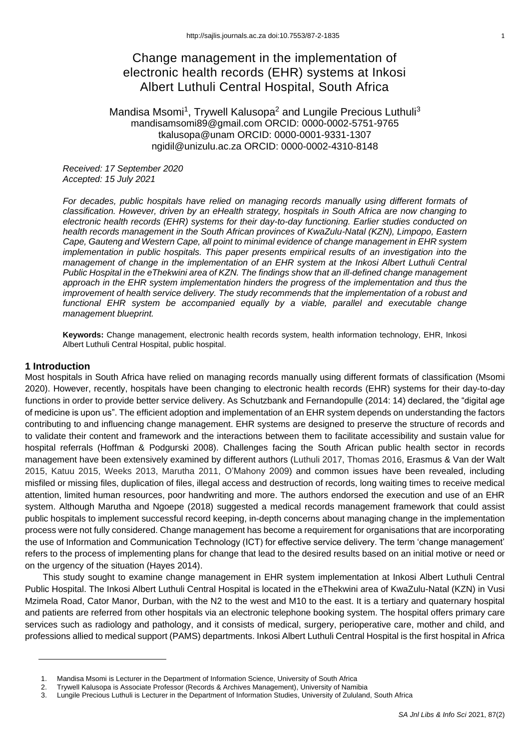# Change management in the implementation of electronic health records (EHR) systems at Inkosi Albert Luthuli Central Hospital, South Africa

Mandisa Msomi[1], Trywell Kalusopa[2] and Lungile Precious Luthuli[3]
mandisamsomi89@gmail.com ORCID: 0000-0002-5751-9765
tkalusopa@unam ORCID: 0000-0001-9331-1307
ngidil@unizulu.ac.za ORCID: 0000-0002-4310-8148

*Received: 17 September 2020*
*Accepted: 15 July 2021*

*For decades, public hospitals have relied on managing records manually using different formats of classification. However, driven by an eHealth strategy, hospitals in South Africa are now changing to electronic health records (EHR) systems for their day-to-day functioning. Earlier studies conducted on health records management in the South African provinces of KwaZulu-Natal (KZN), Limpopo, Eastern Cape, Gauteng and Western Cape, all point to minimal evidence of change management in EHR system implementation in public hospitals. This paper presents empirical results of an investigation into the management of change in the implementation of an EHR system at the Inkosi Albert Luthuli Central Public Hospital in the eThekwini area of KZN. The findings show that an ill-defined change management approach in the EHR system implementation hinders the progress of the implementation and thus the improvement of health service delivery. The study recommends that the implementation of a robust and functional EHR system be accompanied equally by a viable, parallel and executable change management blueprint.*

**Keywords:** Change management, electronic health records system, health information technology, EHR, Inkosi Albert Luthuli Central Hospital, public hospital.

## 1 Introduction

Most hospitals in South Africa have relied on managing records manually using different formats of classification (Msomi 2020). However, recently, hospitals have been changing to electronic health records (EHR) systems for their day-to-day functions in order to provide better service delivery. As Schutzbank and Fernandopulle (2014: 14) declared, the "digital age of medicine is upon us". The efficient adoption and implementation of an EHR system depends on understanding the factors contributing to and influencing change management. EHR systems are designed to preserve the structure of records and to validate their content and framework and the interactions between them to facilitate accessibility and sustain value for hospital referrals (Hoffman & Podgurski 2008). Challenges facing the South African public health sector in records management have been extensively examined by different authors (Luthuli 2017, Thomas 2016, Erasmus & Van der Walt 2015, Katuu 2015, Weeks 2013, Marutha 2011, O'Mahony 2009) and common issues have been revealed, including misfiled or missing files, duplication of files, illegal access and destruction of records, long waiting times to receive medical attention, limited human resources, poor handwriting and more. The authors endorsed the execution and use of an EHR system. Although Marutha and Ngoepe (2018) suggested a medical records management framework that could assist public hospitals to implement successful record keeping, in-depth concerns about managing change in the implementation process were not fully considered. Change management has become a requirement for organisations that are incorporating the use of Information and Communication Technology (ICT) for effective service delivery. The term 'change management' refers to the process of implementing plans for change that lead to the desired results based on an initial motive or need or on the urgency of the situation (Hayes 2014).

This study sought to examine change management in EHR system implementation at Inkosi Albert Luthuli Central Public Hospital. The Inkosi Albert Luthuli Central Hospital is located in the eThekwini area of KwaZulu-Natal (KZN) in Vusi Mzimela Road, Cator Manor, Durban, with the N2 to the west and M10 to the east. It is a tertiary and quaternary hospital and patients are referred from other hospitals via an electronic telephone booking system. The hospital offers primary care services such as radiology and pathology, and it consists of medical, surgery, perioperative care, mother and child, and professions allied to medical support (PAMS) departments. Inkosi Albert Luthuli Central Hospital is the first hospital in Africa

1. Mandisa Msomi is Lecturer in the Department of Information Science, University of South Africa
2. Trywell Kalusopa is Associate Professor (Records & Archives Management), University of Namibia
3. Lungile Precious Luthuli is Lecturer in the Department of Information Studies, University of Zululand, South Africa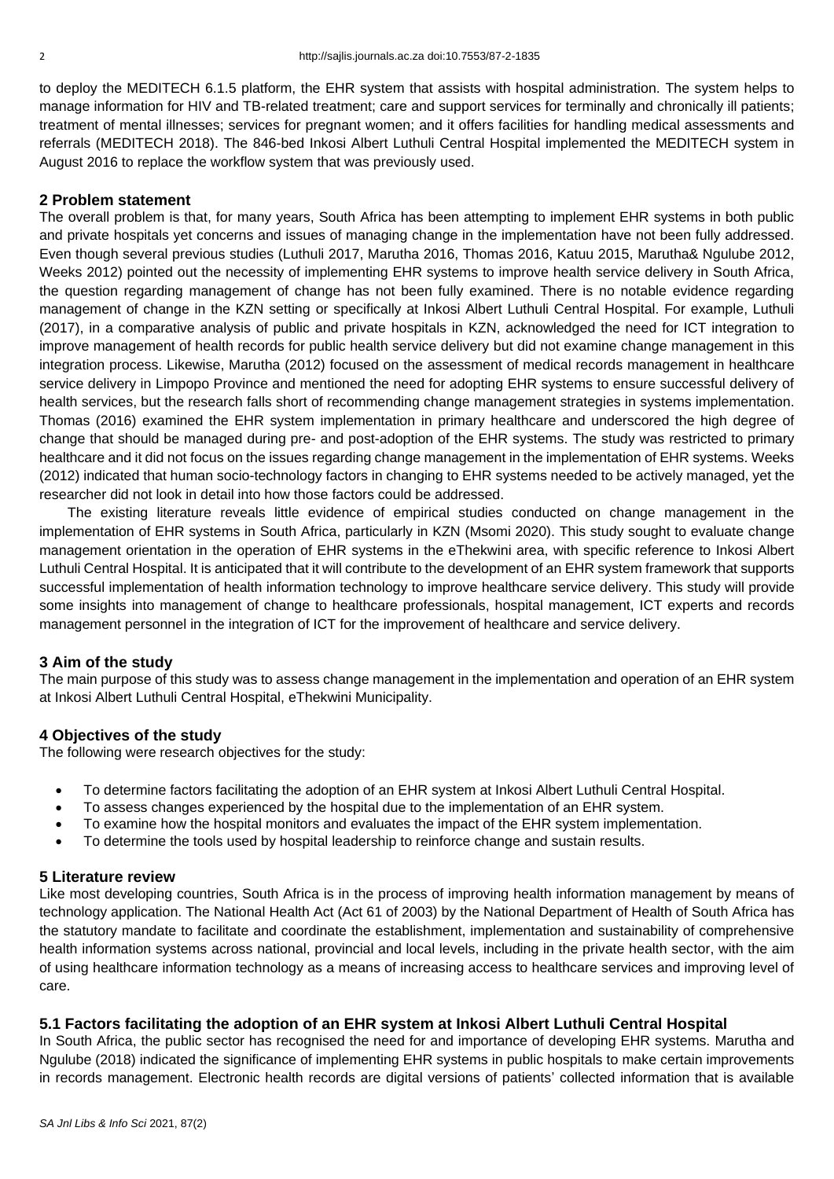to deploy the MEDITECH 6.1.5 platform, the EHR system that assists with hospital administration. The system helps to manage information for HIV and TB-related treatment; care and support services for terminally and chronically ill patients; treatment of mental illnesses; services for pregnant women; and it offers facilities for handling medical assessments and referrals (MEDITECH 2018). The 846-bed Inkosi Albert Luthuli Central Hospital implemented the MEDITECH system in August 2016 to replace the workflow system that was previously used.

## 2 Problem statement

The overall problem is that, for many years, South Africa has been attempting to implement EHR systems in both public and private hospitals yet concerns and issues of managing change in the implementation have not been fully addressed. Even though several previous studies (Luthuli 2017, Marutha 2016, Thomas 2016, Katuu 2015, Marutha& Ngulube 2012, Weeks 2012) pointed out the necessity of implementing EHR systems to improve health service delivery in South Africa, the question regarding management of change has not been fully examined. There is no notable evidence regarding management of change in the KZN setting or specifically at Inkosi Albert Luthuli Central Hospital. For example, Luthuli (2017), in a comparative analysis of public and private hospitals in KZN, acknowledged the need for ICT integration to improve management of health records for public health service delivery but did not examine change management in this integration process. Likewise, Marutha (2012) focused on the assessment of medical records management in healthcare service delivery in Limpopo Province and mentioned the need for adopting EHR systems to ensure successful delivery of health services, but the research falls short of recommending change management strategies in systems implementation. Thomas (2016) examined the EHR system implementation in primary healthcare and underscored the high degree of change that should be managed during pre- and post-adoption of the EHR systems. The study was restricted to primary healthcare and it did not focus on the issues regarding change management in the implementation of EHR systems. Weeks (2012) indicated that human socio-technology factors in changing to EHR systems needed to be actively managed, yet the researcher did not look in detail into how those factors could be addressed.

The existing literature reveals little evidence of empirical studies conducted on change management in the implementation of EHR systems in South Africa, particularly in KZN (Msomi 2020). This study sought to evaluate change management orientation in the operation of EHR systems in the eThekwini area, with specific reference to Inkosi Albert Luthuli Central Hospital. It is anticipated that it will contribute to the development of an EHR system framework that supports successful implementation of health information technology to improve healthcare service delivery. This study will provide some insights into management of change to healthcare professionals, hospital management, ICT experts and records management personnel in the integration of ICT for the improvement of healthcare and service delivery.

## 3 Aim of the study

The main purpose of this study was to assess change management in the implementation and operation of an EHR system at Inkosi Albert Luthuli Central Hospital, eThekwini Municipality.

## 4 Objectives of the study

The following were research objectives for the study:

- To determine factors facilitating the adoption of an EHR system at Inkosi Albert Luthuli Central Hospital.
- To assess changes experienced by the hospital due to the implementation of an EHR system.
- To examine how the hospital monitors and evaluates the impact of the EHR system implementation.
- To determine the tools used by hospital leadership to reinforce change and sustain results.

## 5 Literature review

Like most developing countries, South Africa is in the process of improving health information management by means of technology application. The National Health Act (Act 61 of 2003) by the National Department of Health of South Africa has the statutory mandate to facilitate and coordinate the establishment, implementation and sustainability of comprehensive health information systems across national, provincial and local levels, including in the private health sector, with the aim of using healthcare information technology as a means of increasing access to healthcare services and improving level of care.

### 5.1 Factors facilitating the adoption of an EHR system at Inkosi Albert Luthuli Central Hospital

In South Africa, the public sector has recognised the need for and importance of developing EHR systems. Marutha and Ngulube (2018) indicated the significance of implementing EHR systems in public hospitals to make certain improvements in records management. Electronic health records are digital versions of patients' collected information that is available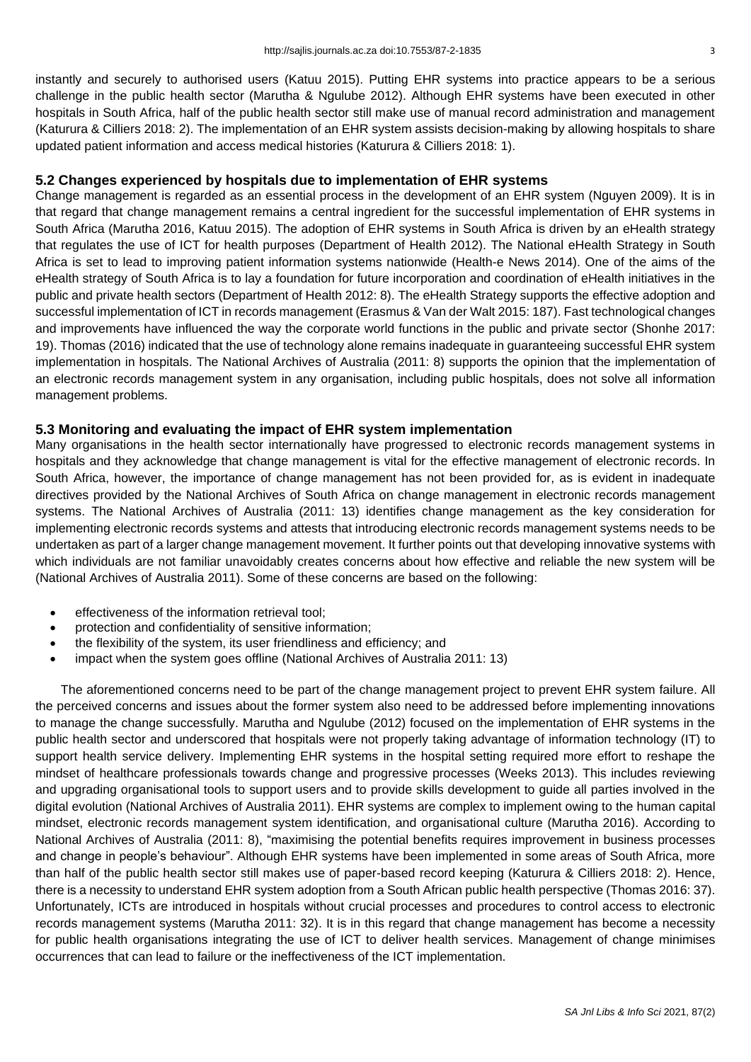instantly and securely to authorised users (Katuu 2015). Putting EHR systems into practice appears to be a serious challenge in the public health sector (Marutha & Ngulube 2012). Although EHR systems have been executed in other hospitals in South Africa, half of the public health sector still make use of manual record administration and management (Katurura & Cilliers 2018: 2). The implementation of an EHR system assists decision-making by allowing hospitals to share updated patient information and access medical histories (Katurura & Cilliers 2018: 1).

### 5.2 Changes experienced by hospitals due to implementation of EHR systems

Change management is regarded as an essential process in the development of an EHR system (Nguyen 2009). It is in that regard that change management remains a central ingredient for the successful implementation of EHR systems in South Africa (Marutha 2016, Katuu 2015). The adoption of EHR systems in South Africa is driven by an eHealth strategy that regulates the use of ICT for health purposes (Department of Health 2012). The National eHealth Strategy in South Africa is set to lead to improving patient information systems nationwide (Health-e News 2014). One of the aims of the eHealth strategy of South Africa is to lay a foundation for future incorporation and coordination of eHealth initiatives in the public and private health sectors (Department of Health 2012: 8). The eHealth Strategy supports the effective adoption and successful implementation of ICT in records management (Erasmus & Van der Walt 2015: 187). Fast technological changes and improvements have influenced the way the corporate world functions in the public and private sector (Shonhe 2017: 19). Thomas (2016) indicated that the use of technology alone remains inadequate in guaranteeing successful EHR system implementation in hospitals. The National Archives of Australia (2011: 8) supports the opinion that the implementation of an electronic records management system in any organisation, including public hospitals, does not solve all information management problems.

### 5.3 Monitoring and evaluating the impact of EHR system implementation

Many organisations in the health sector internationally have progressed to electronic records management systems in hospitals and they acknowledge that change management is vital for the effective management of electronic records. In South Africa, however, the importance of change management has not been provided for, as is evident in inadequate directives provided by the National Archives of South Africa on change management in electronic records management systems. The National Archives of Australia (2011: 13) identifies change management as the key consideration for implementing electronic records systems and attests that introducing electronic records management systems needs to be undertaken as part of a larger change management movement. It further points out that developing innovative systems with which individuals are not familiar unavoidably creates concerns about how effective and reliable the new system will be (National Archives of Australia 2011). Some of these concerns are based on the following:

- effectiveness of the information retrieval tool;
- protection and confidentiality of sensitive information;
- the flexibility of the system, its user friendliness and efficiency; and
- impact when the system goes offline (National Archives of Australia 2011: 13)

The aforementioned concerns need to be part of the change management project to prevent EHR system failure. All the perceived concerns and issues about the former system also need to be addressed before implementing innovations to manage the change successfully. Marutha and Ngulube (2012) focused on the implementation of EHR systems in the public health sector and underscored that hospitals were not properly taking advantage of information technology (IT) to support health service delivery. Implementing EHR systems in the hospital setting required more effort to reshape the mindset of healthcare professionals towards change and progressive processes (Weeks 2013). This includes reviewing and upgrading organisational tools to support users and to provide skills development to guide all parties involved in the digital evolution (National Archives of Australia 2011). EHR systems are complex to implement owing to the human capital mindset, electronic records management system identification, and organisational culture (Marutha 2016). According to National Archives of Australia (2011: 8), "maximising the potential benefits requires improvement in business processes and change in people's behaviour". Although EHR systems have been implemented in some areas of South Africa, more than half of the public health sector still makes use of paper-based record keeping (Katurura & Cilliers 2018: 2). Hence, there is a necessity to understand EHR system adoption from a South African public health perspective (Thomas 2016: 37). Unfortunately, ICTs are introduced in hospitals without crucial processes and procedures to control access to electronic records management systems (Marutha 2011: 32). It is in this regard that change management has become a necessity for public health organisations integrating the use of ICT to deliver health services. Management of change minimises occurrences that can lead to failure or the ineffectiveness of the ICT implementation.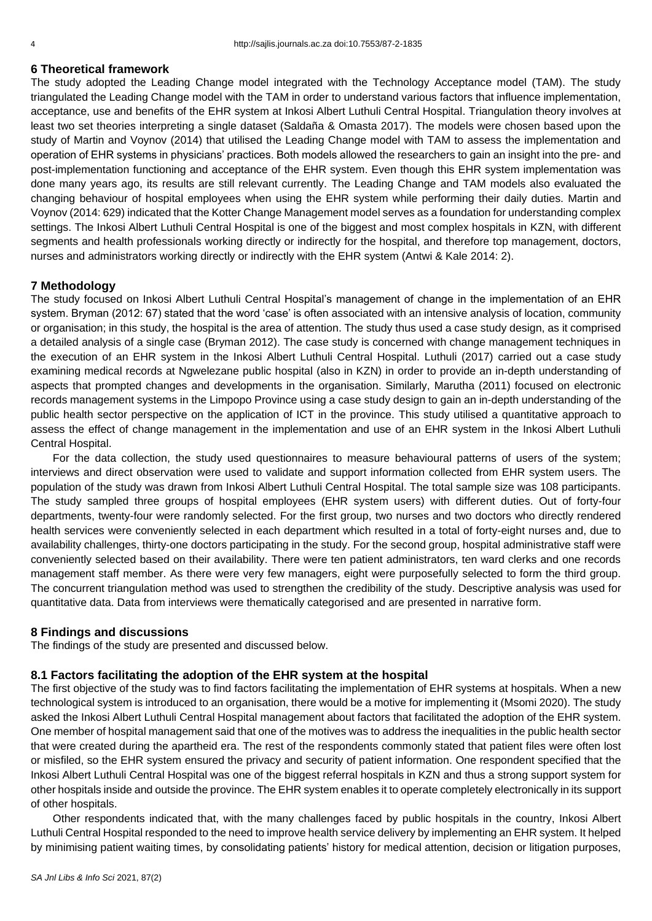## 6 Theoretical framework

The study adopted the Leading Change model integrated with the Technology Acceptance model (TAM). The study triangulated the Leading Change model with the TAM in order to understand various factors that influence implementation, acceptance, use and benefits of the EHR system at Inkosi Albert Luthuli Central Hospital. Triangulation theory involves at least two set theories interpreting a single dataset (Saldaña & Omasta 2017). The models were chosen based upon the study of Martin and Voynov (2014) that utilised the Leading Change model with TAM to assess the implementation and operation of EHR systems in physicians' practices. Both models allowed the researchers to gain an insight into the pre- and post-implementation functioning and acceptance of the EHR system. Even though this EHR system implementation was done many years ago, its results are still relevant currently. The Leading Change and TAM models also evaluated the changing behaviour of hospital employees when using the EHR system while performing their daily duties. Martin and Voynov (2014: 629) indicated that the Kotter Change Management model serves as a foundation for understanding complex settings. The Inkosi Albert Luthuli Central Hospital is one of the biggest and most complex hospitals in KZN, with different segments and health professionals working directly or indirectly for the hospital, and therefore top management, doctors, nurses and administrators working directly or indirectly with the EHR system (Antwi & Kale 2014: 2).

## 7 Methodology

The study focused on Inkosi Albert Luthuli Central Hospital's management of change in the implementation of an EHR system. Bryman (2012: 67) stated that the word 'case' is often associated with an intensive analysis of location, community or organisation; in this study, the hospital is the area of attention. The study thus used a case study design, as it comprised a detailed analysis of a single case (Bryman 2012). The case study is concerned with change management techniques in the execution of an EHR system in the Inkosi Albert Luthuli Central Hospital. Luthuli (2017) carried out a case study examining medical records at Ngwelezane public hospital (also in KZN) in order to provide an in-depth understanding of aspects that prompted changes and developments in the organisation. Similarly, Marutha (2011) focused on electronic records management systems in the Limpopo Province using a case study design to gain an in-depth understanding of the public health sector perspective on the application of ICT in the province. This study utilised a quantitative approach to assess the effect of change management in the implementation and use of an EHR system in the Inkosi Albert Luthuli Central Hospital.

For the data collection, the study used questionnaires to measure behavioural patterns of users of the system; interviews and direct observation were used to validate and support information collected from EHR system users. The population of the study was drawn from Inkosi Albert Luthuli Central Hospital. The total sample size was 108 participants. The study sampled three groups of hospital employees (EHR system users) with different duties. Out of forty-four departments, twenty-four were randomly selected. For the first group, two nurses and two doctors who directly rendered health services were conveniently selected in each department which resulted in a total of forty-eight nurses and, due to availability challenges, thirty-one doctors participating in the study. For the second group, hospital administrative staff were conveniently selected based on their availability. There were ten patient administrators, ten ward clerks and one records management staff member. As there were very few managers, eight were purposefully selected to form the third group. The concurrent triangulation method was used to strengthen the credibility of the study. Descriptive analysis was used for quantitative data. Data from interviews were thematically categorised and are presented in narrative form.

## 8 Findings and discussions

The findings of the study are presented and discussed below.

### 8.1 Factors facilitating the adoption of the EHR system at the hospital

The first objective of the study was to find factors facilitating the implementation of EHR systems at hospitals. When a new technological system is introduced to an organisation, there would be a motive for implementing it (Msomi 2020). The study asked the Inkosi Albert Luthuli Central Hospital management about factors that facilitated the adoption of the EHR system. One member of hospital management said that one of the motives was to address the inequalities in the public health sector that were created during the apartheid era. The rest of the respondents commonly stated that patient files were often lost or misfiled, so the EHR system ensured the privacy and security of patient information. One respondent specified that the Inkosi Albert Luthuli Central Hospital was one of the biggest referral hospitals in KZN and thus a strong support system for other hospitals inside and outside the province. The EHR system enables it to operate completely electronically in its support of other hospitals.

Other respondents indicated that, with the many challenges faced by public hospitals in the country, Inkosi Albert Luthuli Central Hospital responded to the need to improve health service delivery by implementing an EHR system. It helped by minimising patient waiting times, by consolidating patients' history for medical attention, decision or litigation purposes,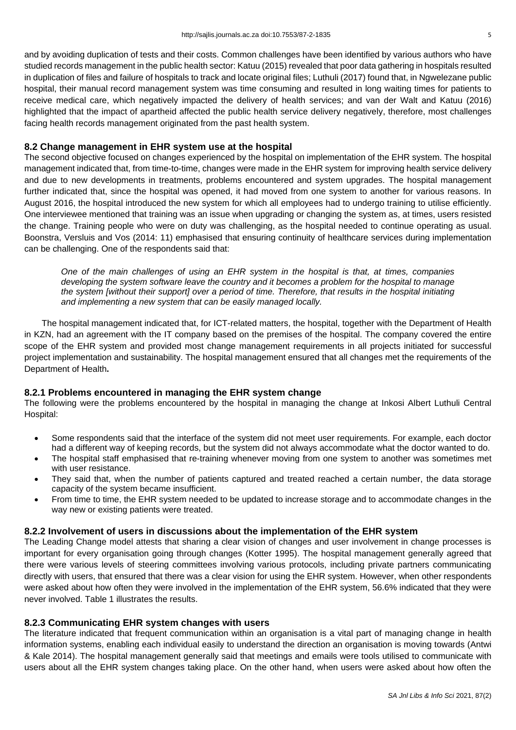and by avoiding duplication of tests and their costs. Common challenges have been identified by various authors who have studied records management in the public health sector: Katuu (2015) revealed that poor data gathering in hospitals resulted in duplication of files and failure of hospitals to track and locate original files; Luthuli (2017) found that, in Ngwelezane public hospital, their manual record management system was time consuming and resulted in long waiting times for patients to receive medical care, which negatively impacted the delivery of health services; and van der Walt and Katuu (2016) highlighted that the impact of apartheid affected the public health service delivery negatively, therefore, most challenges facing health records management originated from the past health system.

### 8.2 Change management in EHR system use at the hospital

The second objective focused on changes experienced by the hospital on implementation of the EHR system. The hospital management indicated that, from time-to-time, changes were made in the EHR system for improving health service delivery and due to new developments in treatments, problems encountered and system upgrades. The hospital management further indicated that, since the hospital was opened, it had moved from one system to another for various reasons. In August 2016, the hospital introduced the new system for which all employees had to undergo training to utilise efficiently. One interviewee mentioned that training was an issue when upgrading or changing the system as, at times, users resisted the change. Training people who were on duty was challenging, as the hospital needed to continue operating as usual. Boonstra, Versluis and Vos (2014: 11) emphasised that ensuring continuity of healthcare services during implementation can be challenging. One of the respondents said that:

> *One of the main challenges of using an EHR system in the hospital is that, at times, companies developing the system software leave the country and it becomes a problem for the hospital to manage the system [without their support] over a period of time. Therefore, that results in the hospital initiating and implementing a new system that can be easily managed locally.*

The hospital management indicated that, for ICT-related matters, the hospital, together with the Department of Health in KZN, had an agreement with the IT company based on the premises of the hospital. The company covered the entire scope of the EHR system and provided most change management requirements in all projects initiated for successful project implementation and sustainability. The hospital management ensured that all changes met the requirements of the Department of Health.

#### 8.2.1 Problems encountered in managing the EHR system change

The following were the problems encountered by the hospital in managing the change at Inkosi Albert Luthuli Central Hospital:

- Some respondents said that the interface of the system did not meet user requirements. For example, each doctor had a different way of keeping records, but the system did not always accommodate what the doctor wanted to do.
- The hospital staff emphasised that re-training whenever moving from one system to another was sometimes met with user resistance.
- They said that, when the number of patients captured and treated reached a certain number, the data storage capacity of the system became insufficient.
- From time to time, the EHR system needed to be updated to increase storage and to accommodate changes in the way new or existing patients were treated.

#### 8.2.2 Involvement of users in discussions about the implementation of the EHR system

The Leading Change model attests that sharing a clear vision of changes and user involvement in change processes is important for every organisation going through changes (Kotter 1995). The hospital management generally agreed that there were various levels of steering committees involving various protocols, including private partners communicating directly with users, that ensured that there was a clear vision for using the EHR system. However, when other respondents were asked about how often they were involved in the implementation of the EHR system, 56.6% indicated that they were never involved. Table 1 illustrates the results.

#### 8.2.3 Communicating EHR system changes with users

The literature indicated that frequent communication within an organisation is a vital part of managing change in health information systems, enabling each individual easily to understand the direction an organisation is moving towards (Antwi & Kale 2014). The hospital management generally said that meetings and emails were tools utilised to communicate with users about all the EHR system changes taking place. On the other hand, when users were asked about how often the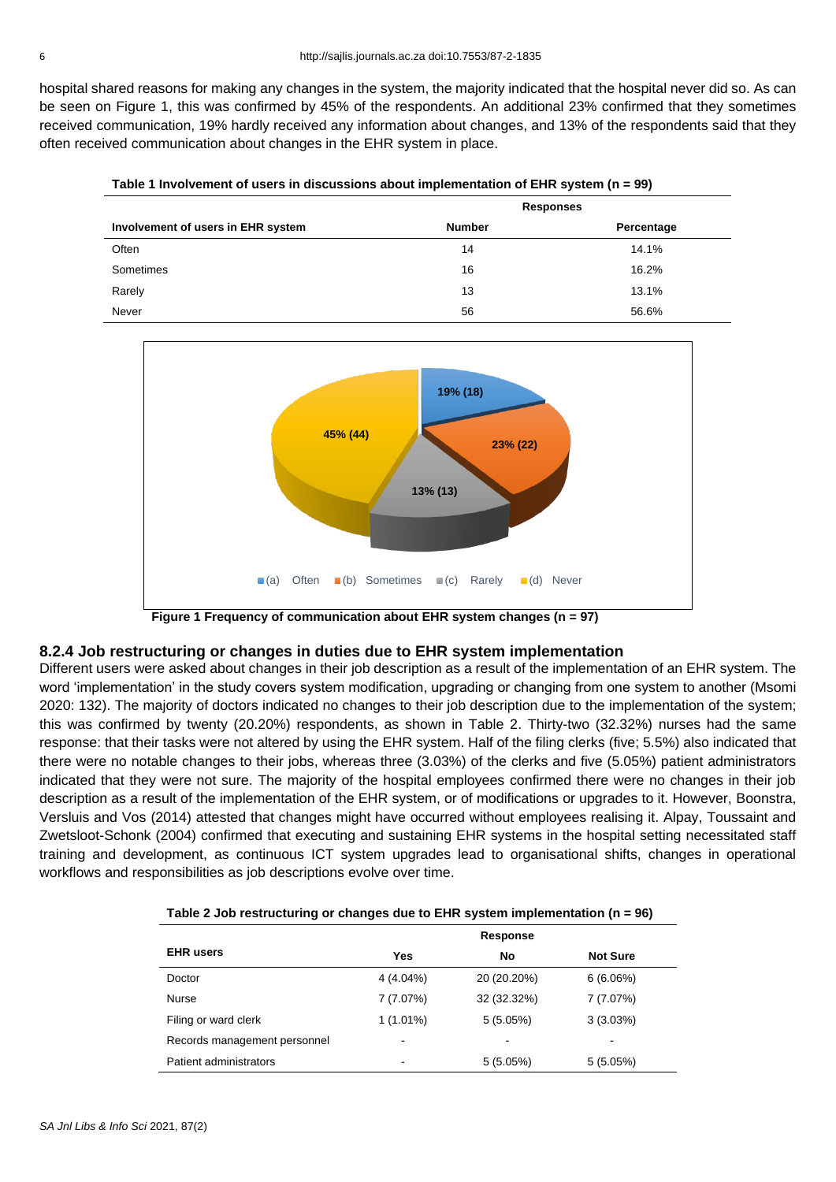hospital shared reasons for making any changes in the system, the majority indicated that the hospital never did so. As can be seen on Figure 1, this was confirmed by 45% of the respondents. An additional 23% confirmed that they sometimes received communication, 19% hardly received any information about changes, and 13% of the respondents said that they often received communication about changes in the EHR system in place.

**Table 1 Involvement of users in discussions about implementation of EHR system (n = 99)**

| Involvement of users in EHR system | Responses | |
|---|---|---|
| | Number | Percentage |
| Often | 14 | 14.1% |
| Sometimes | 16 | 16.2% |
| Rarely | 13 | 13.1% |
| Never | 56 | 56.6% |

**Figure 1 Frequency of communication about EHR system changes (n = 97)**

## 8.2.4 Job restructuring or changes in duties due to EHR system implementation

Different users were asked about changes in their job description as a result of the implementation of an EHR system. The word 'implementation' in the study covers system modification, upgrading or changing from one system to another (Msomi 2020: 132). The majority of doctors indicated no changes to their job description due to the implementation of the system; this was confirmed by twenty (20.20%) respondents, as shown in Table 2. Thirty-two (32.32%) nurses had the same response: that their tasks were not altered by using the EHR system. Half of the filing clerks (five; 5.5%) also indicated that there were no notable changes to their jobs, whereas three (3.03%) of the clerks and five (5.05%) patient administrators indicated that they were not sure. The majority of the hospital employees confirmed there were no changes in their job description as a result of the implementation of the EHR system, or of modifications or upgrades to it. However, Boonstra, Versluis and Vos (2014) attested that changes might have occurred without employees realising it. Alpay, Toussaint and Zwetsloot-Schonk (2004) confirmed that executing and sustaining EHR systems in the hospital setting necessitated staff training and development, as continuous ICT system upgrades lead to organisational shifts, changes in operational workflows and responsibilities as job descriptions evolve over time.

**Table 2 Job restructuring or changes due to EHR system implementation (n = 96)**

| EHR users | Response | | |
|---|---|---|---|
| | Yes | No | Not Sure |
| Doctor | 4 (4.04%) | 20 (20.20%) | 6 (6.06%) |
| Nurse | 7 (7.07%) | 32 (32.32%) | 7 (7.07%) |
| Filing or ward clerk | 1 (1.01%) | 5 (5.05%) | 3 (3.03%) |
| Records management personnel | - | - | - |
| Patient administrators | - | 5 (5.05%) | 5 (5.05%) |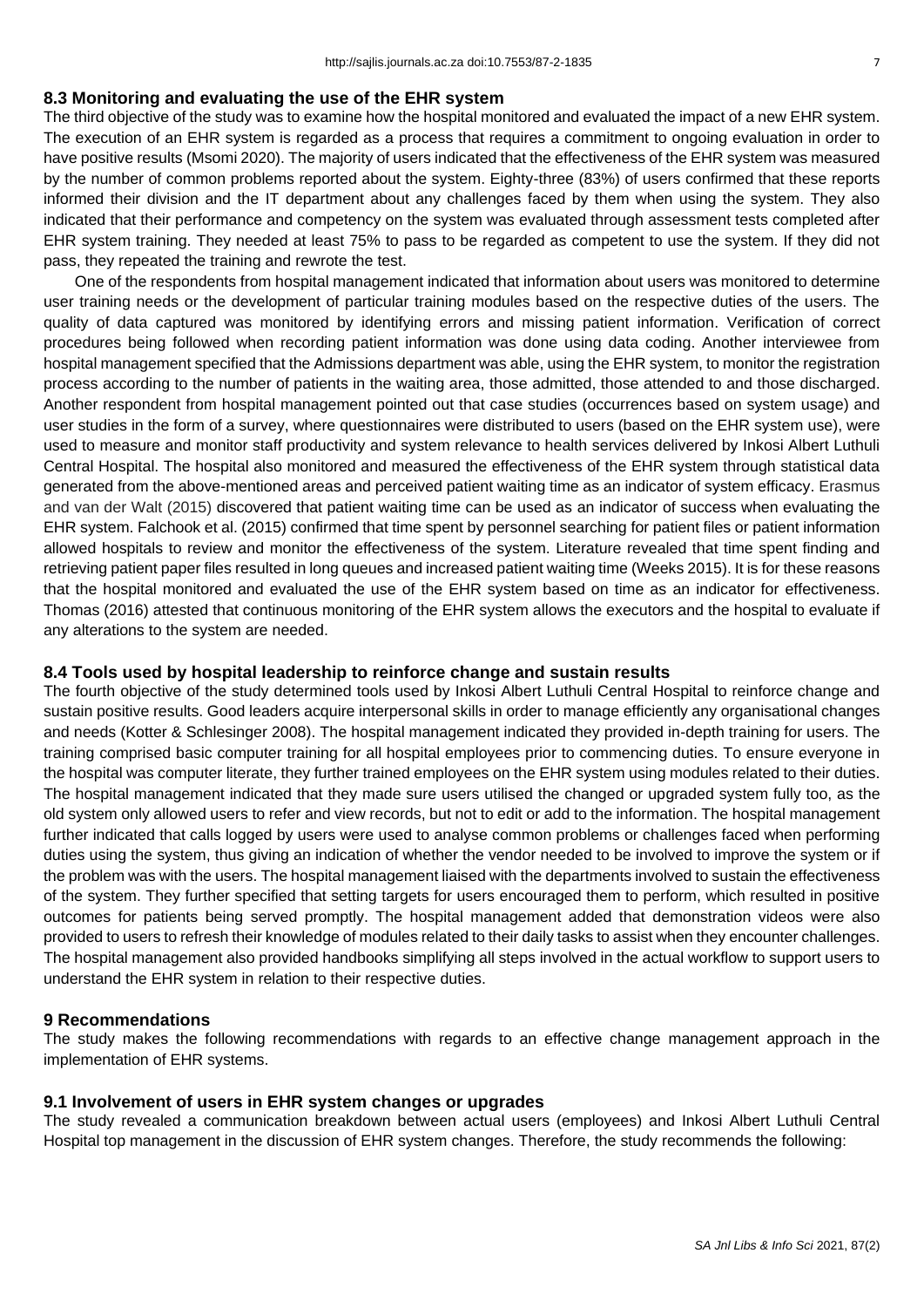### 8.3 Monitoring and evaluating the use of the EHR system

The third objective of the study was to examine how the hospital monitored and evaluated the impact of a new EHR system. The execution of an EHR system is regarded as a process that requires a commitment to ongoing evaluation in order to have positive results (Msomi 2020). The majority of users indicated that the effectiveness of the EHR system was measured by the number of common problems reported about the system. Eighty-three (83%) of users confirmed that these reports informed their division and the IT department about any challenges faced by them when using the system. They also indicated that their performance and competency on the system was evaluated through assessment tests completed after EHR system training. They needed at least 75% to pass to be regarded as competent to use the system. If they did not pass, they repeated the training and rewrote the test.

One of the respondents from hospital management indicated that information about users was monitored to determine user training needs or the development of particular training modules based on the respective duties of the users. The quality of data captured was monitored by identifying errors and missing patient information. Verification of correct procedures being followed when recording patient information was done using data coding. Another interviewee from hospital management specified that the Admissions department was able, using the EHR system, to monitor the registration process according to the number of patients in the waiting area, those admitted, those attended to and those discharged. Another respondent from hospital management pointed out that case studies (occurrences based on system usage) and user studies in the form of a survey, where questionnaires were distributed to users (based on the EHR system use), were used to measure and monitor staff productivity and system relevance to health services delivered by Inkosi Albert Luthuli Central Hospital. The hospital also monitored and measured the effectiveness of the EHR system through statistical data generated from the above-mentioned areas and perceived patient waiting time as an indicator of system efficacy. Erasmus and van der Walt (2015) discovered that patient waiting time can be used as an indicator of success when evaluating the EHR system. Falchook et al. (2015) confirmed that time spent by personnel searching for patient files or patient information allowed hospitals to review and monitor the effectiveness of the system. Literature revealed that time spent finding and retrieving patient paper files resulted in long queues and increased patient waiting time (Weeks 2015). It is for these reasons that the hospital monitored and evaluated the use of the EHR system based on time as an indicator for effectiveness. Thomas (2016) attested that continuous monitoring of the EHR system allows the executors and the hospital to evaluate if any alterations to the system are needed.

### 8.4 Tools used by hospital leadership to reinforce change and sustain results

The fourth objective of the study determined tools used by Inkosi Albert Luthuli Central Hospital to reinforce change and sustain positive results. Good leaders acquire interpersonal skills in order to manage efficiently any organisational changes and needs (Kotter & Schlesinger 2008). The hospital management indicated they provided in-depth training for users. The training comprised basic computer training for all hospital employees prior to commencing duties. To ensure everyone in the hospital was computer literate, they further trained employees on the EHR system using modules related to their duties. The hospital management indicated that they made sure users utilised the changed or upgraded system fully too, as the old system only allowed users to refer and view records, but not to edit or add to the information. The hospital management further indicated that calls logged by users were used to analyse common problems or challenges faced when performing duties using the system, thus giving an indication of whether the vendor needed to be involved to improve the system or if the problem was with the users. The hospital management liaised with the departments involved to sustain the effectiveness of the system. They further specified that setting targets for users encouraged them to perform, which resulted in positive outcomes for patients being served promptly. The hospital management added that demonstration videos were also provided to users to refresh their knowledge of modules related to their daily tasks to assist when they encounter challenges. The hospital management also provided handbooks simplifying all steps involved in the actual workflow to support users to understand the EHR system in relation to their respective duties.

## 9 Recommendations

The study makes the following recommendations with regards to an effective change management approach in the implementation of EHR systems.

### 9.1 Involvement of users in EHR system changes or upgrades

The study revealed a communication breakdown between actual users (employees) and Inkosi Albert Luthuli Central Hospital top management in the discussion of EHR system changes. Therefore, the study recommends the following: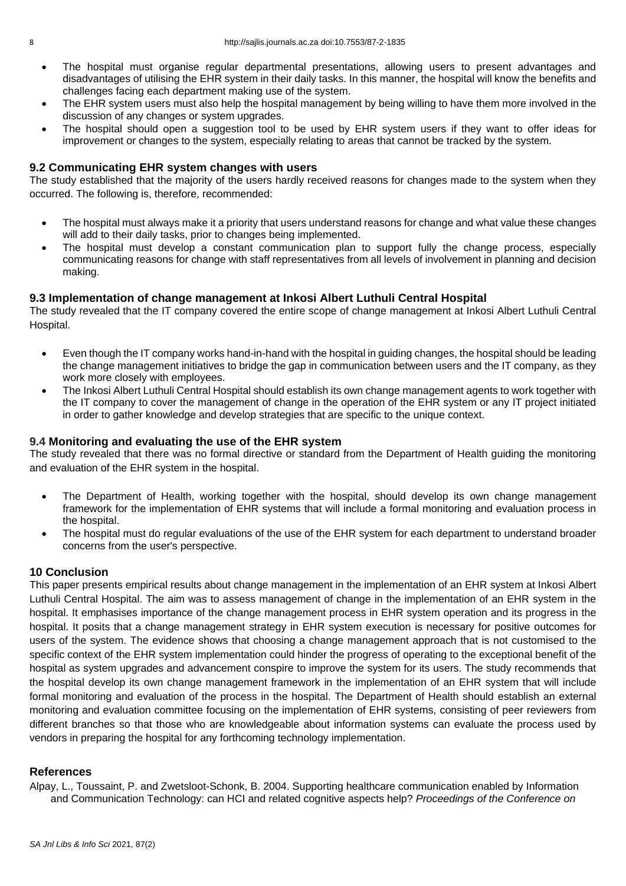- The hospital must organise regular departmental presentations, allowing users to present advantages and disadvantages of utilising the EHR system in their daily tasks. In this manner, the hospital will know the benefits and challenges facing each department making use of the system.
- The EHR system users must also help the hospital management by being willing to have them more involved in the discussion of any changes or system upgrades.
- The hospital should open a suggestion tool to be used by EHR system users if they want to offer ideas for improvement or changes to the system, especially relating to areas that cannot be tracked by the system.

### 9.2 Communicating EHR system changes with users

The study established that the majority of the users hardly received reasons for changes made to the system when they occurred. The following is, therefore, recommended:

- The hospital must always make it a priority that users understand reasons for change and what value these changes will add to their daily tasks, prior to changes being implemented.
- The hospital must develop a constant communication plan to support fully the change process, especially communicating reasons for change with staff representatives from all levels of involvement in planning and decision making.

### 9.3 Implementation of change management at Inkosi Albert Luthuli Central Hospital

The study revealed that the IT company covered the entire scope of change management at Inkosi Albert Luthuli Central Hospital.

- Even though the IT company works hand-in-hand with the hospital in guiding changes, the hospital should be leading the change management initiatives to bridge the gap in communication between users and the IT company, as they work more closely with employees.
- The Inkosi Albert Luthuli Central Hospital should establish its own change management agents to work together with the IT company to cover the management of change in the operation of the EHR system or any IT project initiated in order to gather knowledge and develop strategies that are specific to the unique context.

### 9.4 Monitoring and evaluating the use of the EHR system

The study revealed that there was no formal directive or standard from the Department of Health guiding the monitoring and evaluation of the EHR system in the hospital.

- The Department of Health, working together with the hospital, should develop its own change management framework for the implementation of EHR systems that will include a formal monitoring and evaluation process in the hospital.
- The hospital must do regular evaluations of the use of the EHR system for each department to understand broader concerns from the user's perspective.

## 10 Conclusion

This paper presents empirical results about change management in the implementation of an EHR system at Inkosi Albert Luthuli Central Hospital. The aim was to assess management of change in the implementation of an EHR system in the hospital. It emphasises importance of the change management process in EHR system operation and its progress in the hospital. It posits that a change management strategy in EHR system execution is necessary for positive outcomes for users of the system. The evidence shows that choosing a change management approach that is not customised to the specific context of the EHR system implementation could hinder the progress of operating to the exceptional benefit of the hospital as system upgrades and advancement conspire to improve the system for its users. The study recommends that the hospital develop its own change management framework in the implementation of an EHR system that will include formal monitoring and evaluation of the process in the hospital. The Department of Health should establish an external monitoring and evaluation committee focusing on the implementation of EHR systems, consisting of peer reviewers from different branches so that those who are knowledgeable about information systems can evaluate the process used by vendors in preparing the hospital for any forthcoming technology implementation.

## References

Alpay, L., Toussaint, P. and Zwetsloot-Schonk, B. 2004. Supporting healthcare communication enabled by Information and Communication Technology: can HCI and related cognitive aspects help? *Proceedings of the Conference on*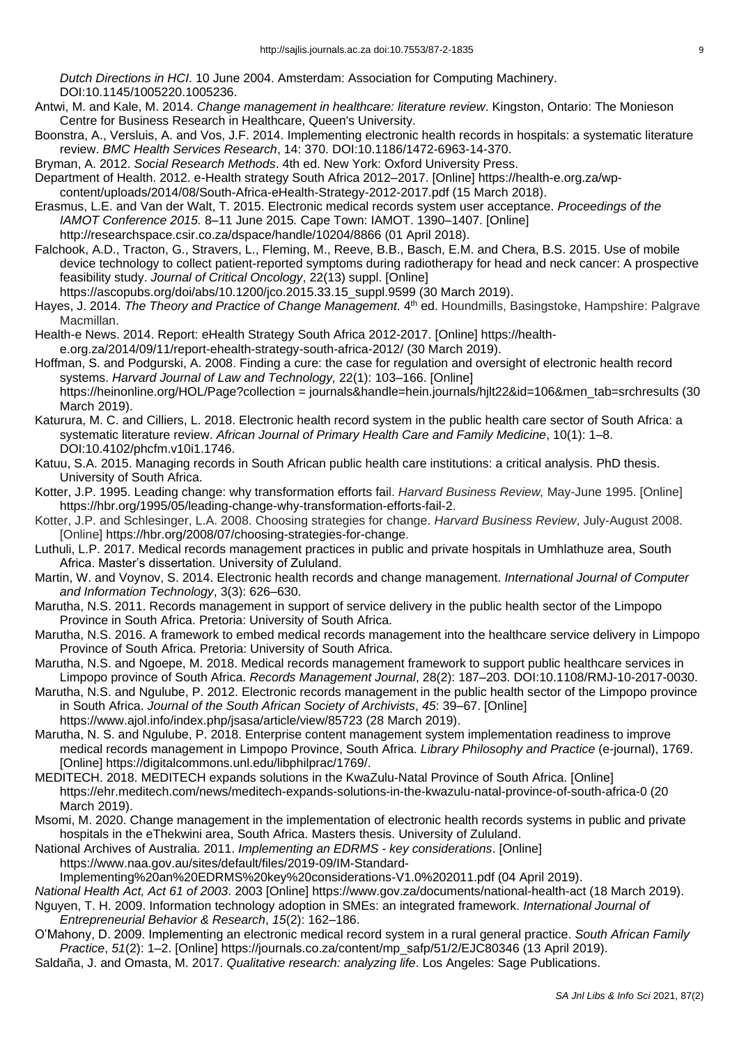*Dutch Directions in HCI*. 10 June 2004. Amsterdam: Association for Computing Machinery. DOI:10.1145/1005220.1005236.

Antwi, M. and Kale, M. 2014. *Change management in healthcare: literature review*. Kingston, Ontario: The Monieson Centre for Business Research in Healthcare, Queen's University.

Boonstra, A., Versluis, A. and Vos, J.F. 2014. Implementing electronic health records in hospitals: a systematic literature review. *BMC Health Services Research*, 14: 370. DOI:10.1186/1472-6963-14-370.

Bryman, A. 2012. *Social Research Methods*. 4th ed. New York: Oxford University Press.

Department of Health. 2012. e-Health strategy South Africa 2012–2017. [Online] https://health-e.org.za/wp-content/uploads/2014/08/South-Africa-eHealth-Strategy-2012-2017.pdf (15 March 2018).

Erasmus, L.E. and Van der Walt, T. 2015. Electronic medical records system user acceptance. *Proceedings of the IAMOT Conference 2015.* 8–11 June 2015. Cape Town: IAMOT. 1390–1407. [Online] http://researchspace.csir.co.za/dspace/handle/10204/8866 (01 April 2018).

Falchook, A.D., Tracton, G., Stravers, L., Fleming, M., Reeve, B.B., Basch, E.M. and Chera, B.S. 2015. Use of mobile device technology to collect patient-reported symptoms during radiotherapy for head and neck cancer: A prospective feasibility study. *Journal of Critical Oncology*, 22(13) suppl. [Online] https://ascopubs.org/doi/abs/10.1200/jco.2015.33.15_suppl.9599 (30 March 2019).

Hayes, J. 2014. *The Theory and Practice of Change Management*. 4th ed. Houndmills, Basingstoke, Hampshire: Palgrave Macmillan.

Health-e News. 2014. Report: eHealth Strategy South Africa 2012-2017. [Online] https://health-e.org.za/2014/09/11/report-ehealth-strategy-south-africa-2012/ (30 March 2019).

Hoffman, S. and Podgurski, A. 2008. Finding a cure: the case for regulation and oversight of electronic health record systems. *Harvard Journal of Law and Technology,* 22(1): 103–166. [Online] https://heinonline.org/HOL/Page?collection = journals&handle=hein.journals/hjlt22&id=106&men_tab=srchresults (30 March 2019).

Katurura, M. C. and Cilliers, L. 2018. Electronic health record system in the public health care sector of South Africa: a systematic literature review. *African Journal of Primary Health Care and Family Medicine*, 10(1): 1–8. DOI:10.4102/phcfm.v10i1.1746.

Katuu, S.A. 2015. Managing records in South African public health care institutions: a critical analysis. PhD thesis. University of South Africa.

Kotter, J.P. 1995. Leading change: why transformation efforts fail. *Harvard Business Review,* May-June 1995. [Online] https://hbr.org/1995/05/leading-change-why-transformation-efforts-fail-2.

Kotter, J.P. and Schlesinger, L.A. 2008. Choosing strategies for change. *Harvard Business Review*, July-August 2008. [Online] https://hbr.org/2008/07/choosing-strategies-for-change.

Luthuli, L.P. 2017. Medical records management practices in public and private hospitals in Umhlathuze area, South Africa. Master's dissertation. University of Zululand.

Martin, W. and Voynov, S. 2014. Electronic health records and change management. *International Journal of Computer and Information Technology*, 3(3): 626–630.

Marutha, N.S. 2011. Records management in support of service delivery in the public health sector of the Limpopo Province in South Africa. Pretoria: University of South Africa.

Marutha, N.S. 2016. A framework to embed medical records management into the healthcare service delivery in Limpopo Province of South Africa. Pretoria: University of South Africa.

Marutha, N.S. and Ngoepe, M. 2018. Medical records management framework to support public healthcare services in Limpopo province of South Africa. *Records Management Journal*, 28(2): 187–203. DOI:10.1108/RMJ-10-2017-0030.

Marutha, N.S. and Ngulube, P. 2012. Electronic records management in the public health sector of the Limpopo province in South Africa. *Journal of the South African Society of Archivists*, *45*: 39–67. [Online] https://www.ajol.info/index.php/jsasa/article/view/85723 (28 March 2019).

Marutha, N. S. and Ngulube, P. 2018. Enterprise content management system implementation readiness to improve medical records management in Limpopo Province, South Africa. *Library Philosophy and Practice* (e-journal), 1769. [Online] https://digitalcommons.unl.edu/libphilprac/1769/.

MEDITECH. 2018. MEDITECH expands solutions in the KwaZulu-Natal Province of South Africa. [Online] https://ehr.meditech.com/news/meditech-expands-solutions-in-the-kwazulu-natal-province-of-south-africa-0 (20 March 2019).

Msomi, M. 2020. Change management in the implementation of electronic health records systems in public and private hospitals in the eThekwini area, South Africa. Masters thesis. University of Zululand.

National Archives of Australia. 2011. *Implementing an EDRMS - key considerations*. [Online] https://www.naa.gov.au/sites/default/files/2019-09/IM-Standard-Implementing%20an%20EDRMS%20key%20considerations-V1.0%202011.pdf (04 April 2019).

*National Health Act, Act 61 of 2003*. 2003 [Online] https://www.gov.za/documents/national-health-act (18 March 2019).

Nguyen, T. H. 2009. Information technology adoption in SMEs: an integrated framework. *International Journal of Entrepreneurial Behavior & Research*, *15*(2): 162–186.

O'Mahony, D. 2009. Implementing an electronic medical record system in a rural general practice. *South African Family Practice*, *51*(2): 1–2. [Online] https://journals.co.za/content/mp_safp/51/2/EJC80346 (13 April 2019).

Saldaña, J. and Omasta, M. 2017. *Qualitative research: analyzing life*. Los Angeles: Sage Publications.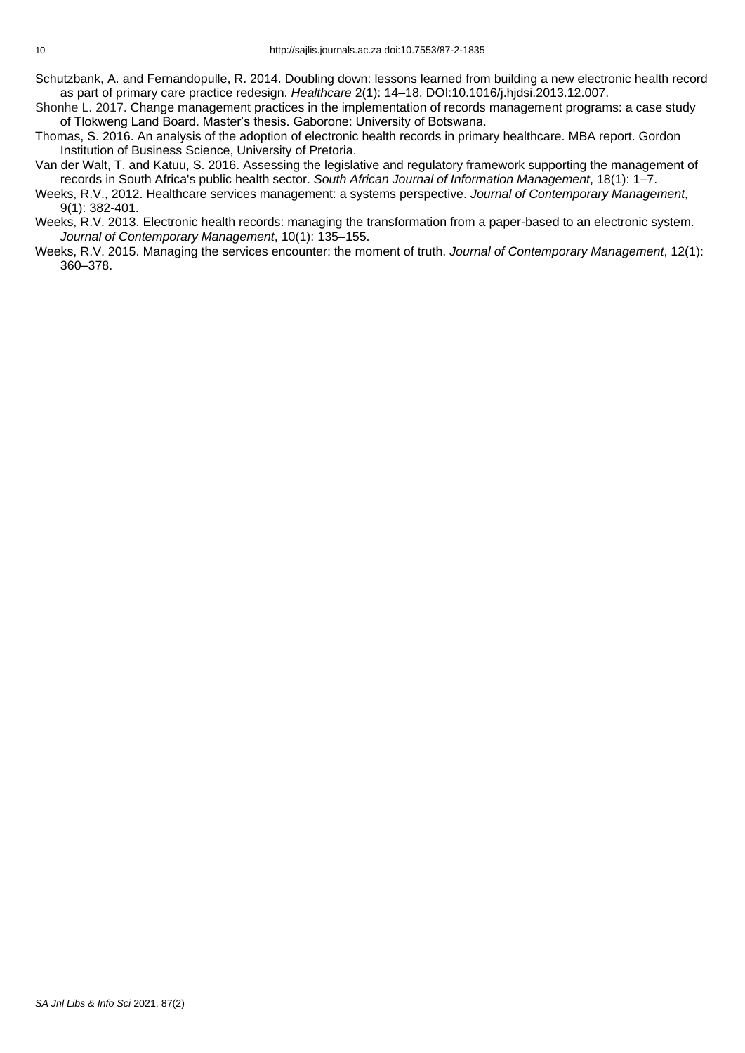Schutzbank, A. and Fernandopulle, R. 2014. Doubling down: lessons learned from building a new electronic health record as part of primary care practice redesign. *Healthcare* 2(1): 14–18. DOI:10.1016/j.hjdsi.2013.12.007.

Shonhe L. 2017. Change management practices in the implementation of records management programs: a case study of Tlokweng Land Board. Master's thesis. Gaborone: University of Botswana.

Thomas, S. 2016. An analysis of the adoption of electronic health records in primary healthcare. MBA report. Gordon Institution of Business Science, University of Pretoria.

Van der Walt, T. and Katuu, S. 2016. Assessing the legislative and regulatory framework supporting the management of records in South Africa's public health sector. *South African Journal of Information Management*, 18(1): 1–7.

Weeks, R.V., 2012. Healthcare services management: a systems perspective. *Journal of Contemporary Management*, 9(1): 382-401.

Weeks, R.V. 2013. Electronic health records: managing the transformation from a paper-based to an electronic system. *Journal of Contemporary Management*, 10(1): 135–155.

Weeks, R.V. 2015. Managing the services encounter: the moment of truth. *Journal of Contemporary Management*, 12(1): 360–378.